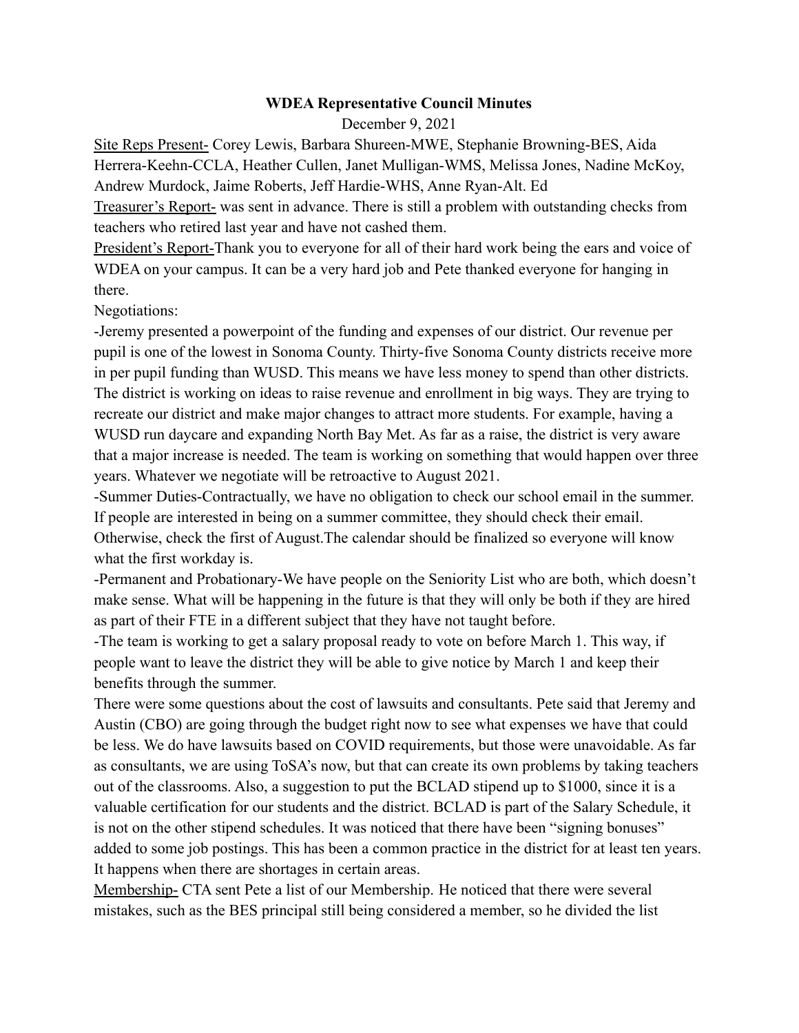**WDEA Representative Council Minutes**

December 9, 2021

Site Reps Present- Corey Lewis, Barbara Shureen-MWE, Stephanie Browning-BES, Aida Herrera-Keehn-CCLA, Heather Cullen, Janet Mulligan-WMS, Melissa Jones, Nadine McKoy, Andrew Murdock, Jaime Roberts, Jeff Hardie-WHS, Anne Ryan-Alt. Ed

Treasurer's Report- was sent in advance. There is still a problem with outstanding checks from teachers who retired last year and have not cashed them.

President's Report-Thank you to everyone for all of their hard work being the ears and voice of WDEA on your campus. It can be a very hard job and Pete thanked everyone for hanging in there.

Negotiations:

-Jeremy presented a powerpoint of the funding and expenses of our district. Our revenue per pupil is one of the lowest in Sonoma County. Thirty-five Sonoma County districts receive more in per pupil funding than WUSD. This means we have less money to spend than other districts. The district is working on ideas to raise revenue and enrollment in big ways. They are trying to recreate our district and make major changes to attract more students. For example, having a WUSD run daycare and expanding North Bay Met. As far as a raise, the district is very aware that a major increase is needed. The team is working on something that would happen over three years. Whatever we negotiate will be retroactive to August 2021.

-Summer Duties-Contractually, we have no obligation to check our school email in the summer. If people are interested in being on a summer committee, they should check their email. Otherwise, check the first of August.The calendar should be finalized so everyone will know what the first workday is.

-Permanent and Probationary-We have people on the Seniority List who are both, which doesn't make sense. What will be happening in the future is that they will only be both if they are hired as part of their FTE in a different subject that they have not taught before.

-The team is working to get a salary proposal ready to vote on before March 1. This way, if people want to leave the district they will be able to give notice by March 1 and keep their benefits through the summer.

There were some questions about the cost of lawsuits and consultants. Pete said that Jeremy and Austin (CBO) are going through the budget right now to see what expenses we have that could be less. We do have lawsuits based on COVID requirements, but those were unavoidable. As far as consultants, we are using ToSA's now, but that can create its own problems by taking teachers out of the classrooms. Also, a suggestion to put the BCLAD stipend up to $1000, since it is a valuable certification for our students and the district. BCLAD is part of the Salary Schedule, it is not on the other stipend schedules. It was noticed that there have been "signing bonuses" added to some job postings. This has been a common practice in the district for at least ten years. It happens when there are shortages in certain areas.

Membership- CTA sent Pete a list of our Membership. He noticed that there were several mistakes, such as the BES principal still being considered a member, so he divided the list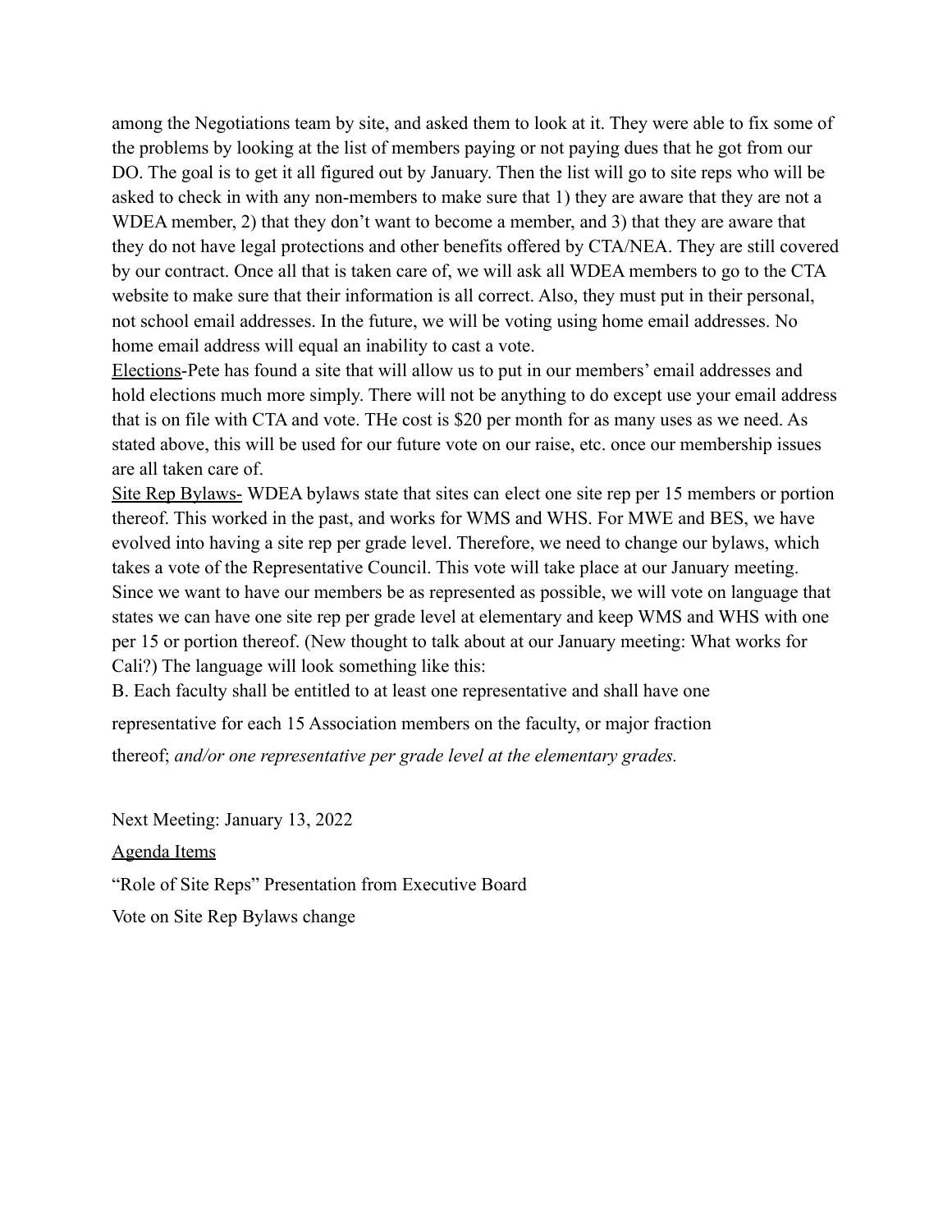among the Negotiations team by site, and asked them to look at it. They were able to fix some of the problems by looking at the list of members paying or not paying dues that he got from our DO. The goal is to get it all figured out by January. Then the list will go to site reps who will be asked to check in with any non-members to make sure that 1) they are aware that they are not a WDEA member, 2) that they don't want to become a member, and 3) that they are aware that they do not have legal protections and other benefits offered by CTA/NEA. They are still covered by our contract. Once all that is taken care of, we will ask all WDEA members to go to the CTA website to make sure that their information is all correct. Also, they must put in their personal, not school email addresses. In the future, we will be voting using home email addresses. No home email address will equal an inability to cast a vote.

<u>Elections</u>-Pete has found a site that will allow us to put in our members' email addresses and hold elections much more simply. There will not be anything to do except use your email address that is on file with CTA and vote. THe cost is $20 per month for as many uses as we need. As stated above, this will be used for our future vote on our raise, etc. once our membership issues are all taken care of.

<u>Site Rep Bylaws-</u> WDEA bylaws state that sites can elect one site rep per 15 members or portion thereof. This worked in the past, and works for WMS and WHS. For MWE and BES, we have evolved into having a site rep per grade level. Therefore, we need to change our bylaws, which takes a vote of the Representative Council. This vote will take place at our January meeting. Since we want to have our members be as represented as possible, we will vote on language that states we can have one site rep per grade level at elementary and keep WMS and WHS with one per 15 or portion thereof. (New thought to talk about at our January meeting: What works for Cali?) The language will look something like this:

B. Each faculty shall be entitled to at least one representative and shall have one representative for each 15 Association members on the faculty, or major fraction thereof; *and/or one representative per grade level at the elementary grades.*

Next Meeting: January 13, 2022

<u>Agenda Items</u>

"Role of Site Reps" Presentation from Executive Board

Vote on Site Rep Bylaws change